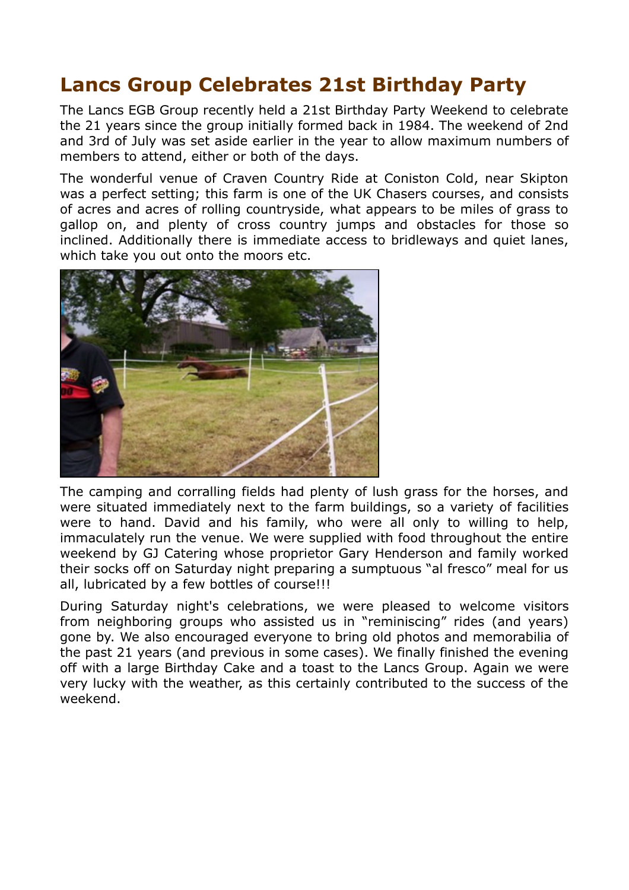# Lancs Group Celebrates 21st Birthday Party

The Lancs EGB Group recently held a 21st Birthday Party Weekend to celebrate the 21 years since the group initially formed back in 1984. The weekend of 2nd and 3rd of July was set aside earlier in the year to allow maximum numbers of members to attend, either or both of the days.

The wonderful venue of Craven Country Ride at Coniston Cold, near Skipton was a perfect setting; this farm is one of the UK Chasers courses, and consists of acres and acres of rolling countryside, what appears to be miles of grass to gallop on, and plenty of cross country jumps and obstacles for those so inclined. Additionally there is immediate access to bridleways and quiet lanes, which take you out onto the moors etc.

The camping and corralling fields had plenty of lush grass for the horses, and were situated immediately next to the farm buildings, so a variety of facilities were to hand. David and his family, who were all only to willing to help, immaculately run the venue. We were supplied with food throughout the entire weekend by GJ Catering whose proprietor Gary Henderson and family worked their socks off on Saturday night preparing a sumptuous "al fresco" meal for us all, lubricated by a few bottles of course!!!

During Saturday night's celebrations, we were pleased to welcome visitors from neighboring groups who assisted us in "reminiscing" rides (and years) gone by. We also encouraged everyone to bring old photos and memorabilia of the past 21 years (and previous in some cases). We finally finished the evening off with a large Birthday Cake and a toast to the Lancs Group. Again we were very lucky with the weather, as this certainly contributed to the success of the weekend.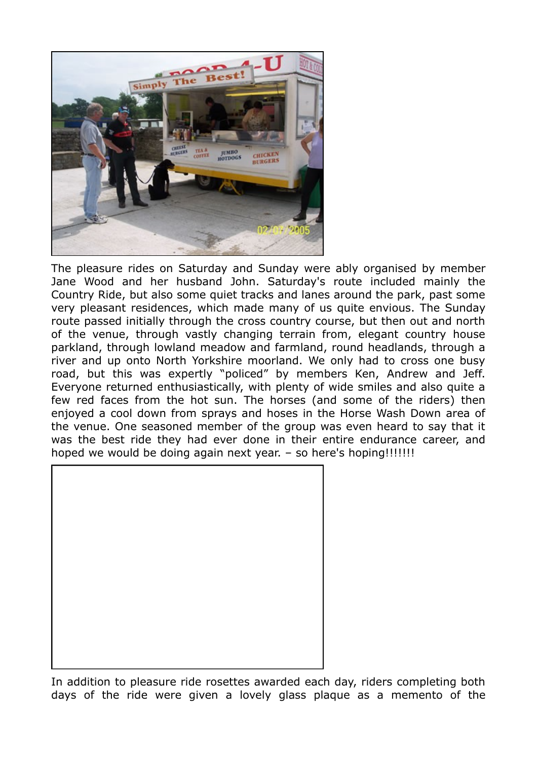The pleasure rides on Saturday and Sunday were ably organised by member Jane Wood and her husband John. Saturday's route included mainly the Country Ride, but also some quiet tracks and lanes around the park, past some very pleasant residences, which made many of us quite envious. The Sunday route passed initially through the cross country course, but then out and north of the venue, through vastly changing terrain from, elegant country house parkland, through lowland meadow and farmland, round headlands, through a river and up onto North Yorkshire moorland. We only had to cross one busy road, but this was expertly "policed" by members Ken, Andrew and Jeff. Everyone returned enthusiastically, with plenty of wide smiles and also quite a few red faces from the hot sun. The horses (and some of the riders) then enjoyed a cool down from sprays and hoses in the Horse Wash Down area of the venue. One seasoned member of the group was even heard to say that it was the best ride they had ever done in their entire endurance career, and hoped we would be doing again next year. – so here's hoping!!!!!!!

In addition to pleasure ride rosettes awarded each day, riders completing both days of the ride were given a lovely glass plaque as a memento of the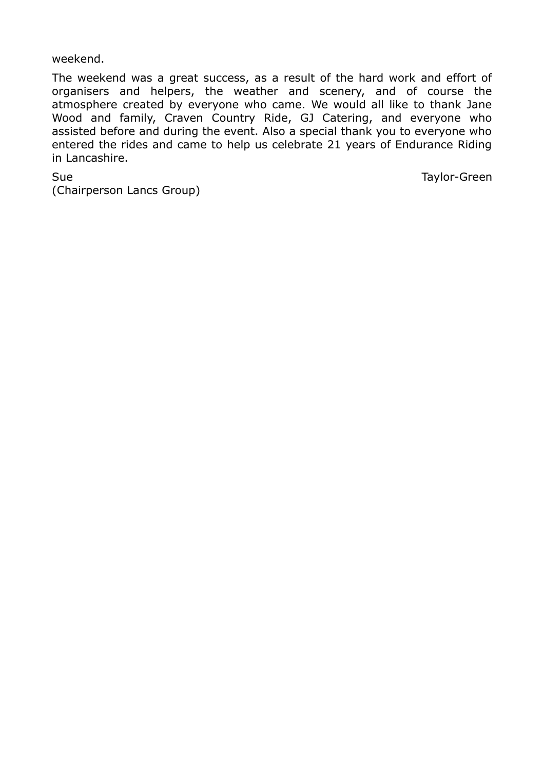weekend.

The weekend was a great success, as a result of the hard work and effort of organisers and helpers, the weather and scenery, and of course the atmosphere created by everyone who came. We would all like to thank Jane Wood and family, Craven Country Ride, GJ Catering, and everyone who assisted before and during the event. Also a special thank you to everyone who entered the rides and came to help us celebrate 21 years of Endurance Riding in Lancashire.

Sue Taylor-Green
(Chairperson Lancs Group)